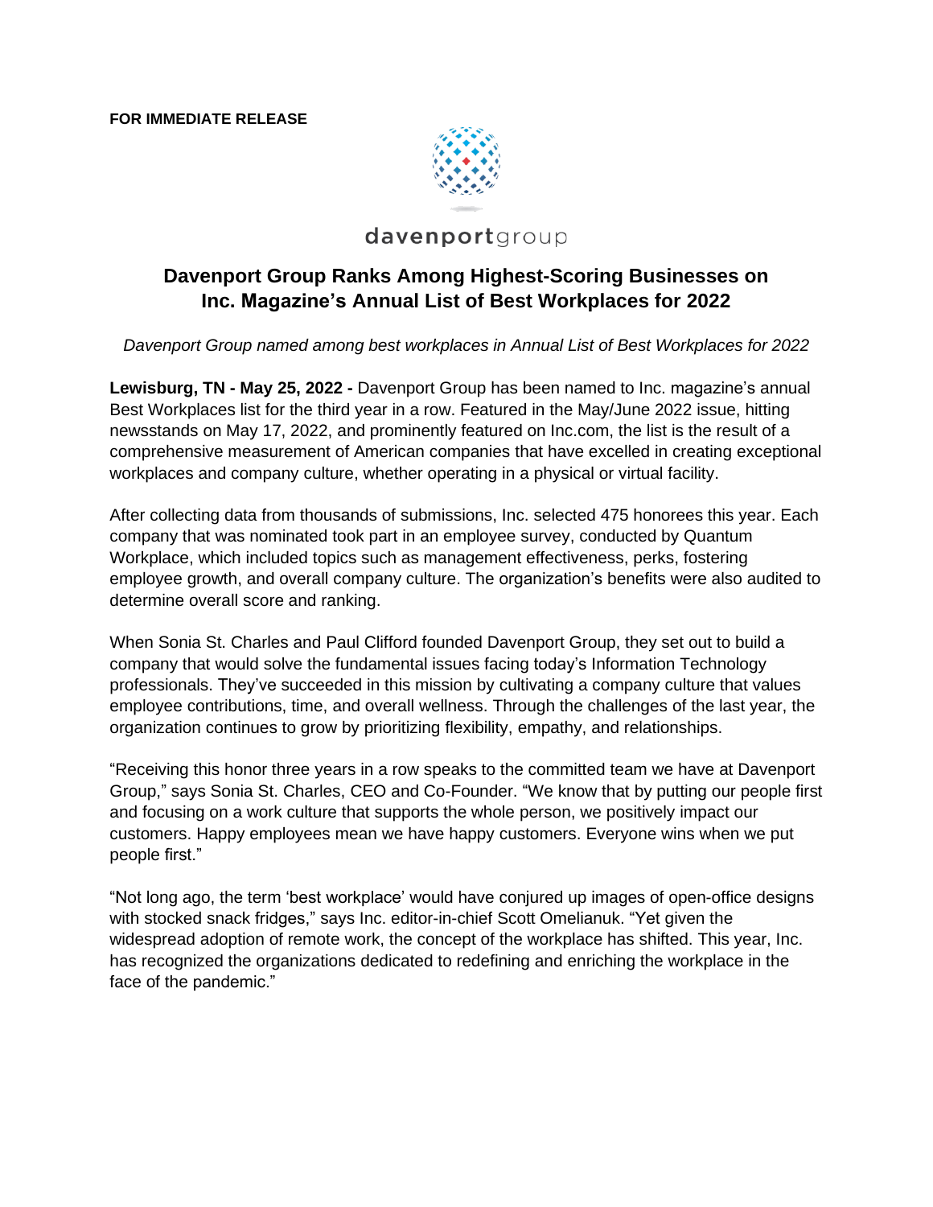**FOR IMMEDIATE RELEASE**

davenportgroup

# Davenport Group Ranks Among Highest-Scoring Businesses on Inc. Magazine's Annual List of Best Workplaces for 2022

*Davenport Group named among best workplaces in Annual List of Best Workplaces for 2022*

**Lewisburg, TN - May 25, 2022 -** Davenport Group has been named to Inc. magazine's annual Best Workplaces list for the third year in a row. Featured in the May/June 2022 issue, hitting newsstands on May 17, 2022, and prominently featured on Inc.com, the list is the result of a comprehensive measurement of American companies that have excelled in creating exceptional workplaces and company culture, whether operating in a physical or virtual facility.

After collecting data from thousands of submissions, Inc. selected 475 honorees this year. Each company that was nominated took part in an employee survey, conducted by Quantum Workplace, which included topics such as management effectiveness, perks, fostering employee growth, and overall company culture. The organization's benefits were also audited to determine overall score and ranking.

When Sonia St. Charles and Paul Clifford founded Davenport Group, they set out to build a company that would solve the fundamental issues facing today's Information Technology professionals. They've succeeded in this mission by cultivating a company culture that values employee contributions, time, and overall wellness. Through the challenges of the last year, the organization continues to grow by prioritizing flexibility, empathy, and relationships.

"Receiving this honor three years in a row speaks to the committed team we have at Davenport Group," says Sonia St. Charles, CEO and Co-Founder. "We know that by putting our people first and focusing on a work culture that supports the whole person, we positively impact our customers. Happy employees mean we have happy customers. Everyone wins when we put people first."

"Not long ago, the term 'best workplace' would have conjured up images of open-office designs with stocked snack fridges," says Inc. editor-in-chief Scott Omelianuk. "Yet given the widespread adoption of remote work, the concept of the workplace has shifted. This year, Inc. has recognized the organizations dedicated to redefining and enriching the workplace in the face of the pandemic."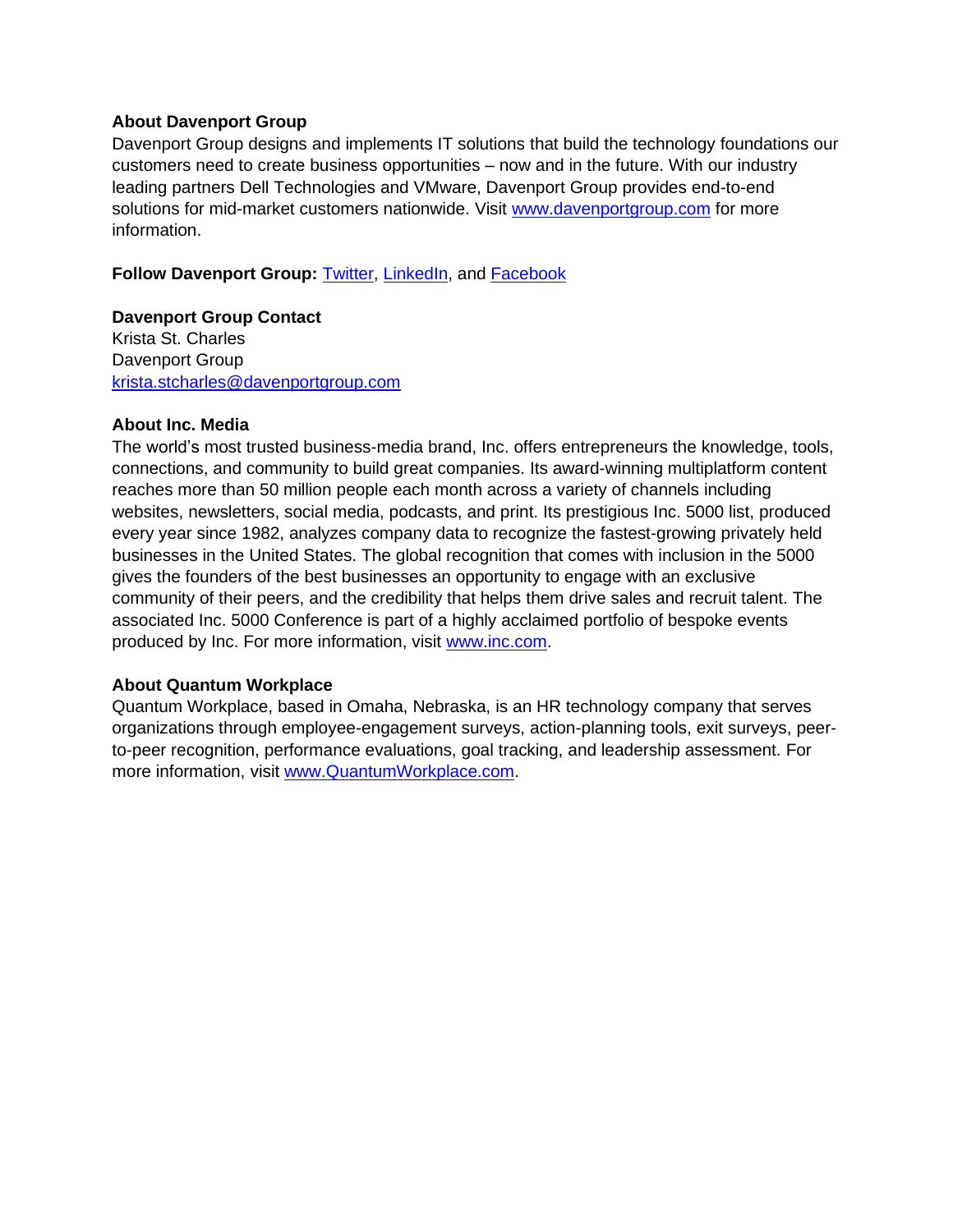**About Davenport Group**
Davenport Group designs and implements IT solutions that build the technology foundations our customers need to create business opportunities – now and in the future. With our industry leading partners Dell Technologies and VMware, Davenport Group provides end-to-end solutions for mid-market customers nationwide. Visit www.davenportgroup.com for more information.

**Follow Davenport Group:** Twitter, LinkedIn, and Facebook

**Davenport Group Contact**
Krista St. Charles
Davenport Group
krista.stcharles@davenportgroup.com

**About Inc. Media**
The world's most trusted business-media brand, Inc. offers entrepreneurs the knowledge, tools, connections, and community to build great companies. Its award-winning multiplatform content reaches more than 50 million people each month across a variety of channels including websites, newsletters, social media, podcasts, and print. Its prestigious Inc. 5000 list, produced every year since 1982, analyzes company data to recognize the fastest-growing privately held businesses in the United States. The global recognition that comes with inclusion in the 5000 gives the founders of the best businesses an opportunity to engage with an exclusive community of their peers, and the credibility that helps them drive sales and recruit talent. The associated Inc. 5000 Conference is part of a highly acclaimed portfolio of bespoke events produced by Inc. For more information, visit www.inc.com.

**About Quantum Workplace**
Quantum Workplace, based in Omaha, Nebraska, is an HR technology company that serves organizations through employee-engagement surveys, action-planning tools, exit surveys, peer-to-peer recognition, performance evaluations, goal tracking, and leadership assessment. For more information, visit www.QuantumWorkplace.com.